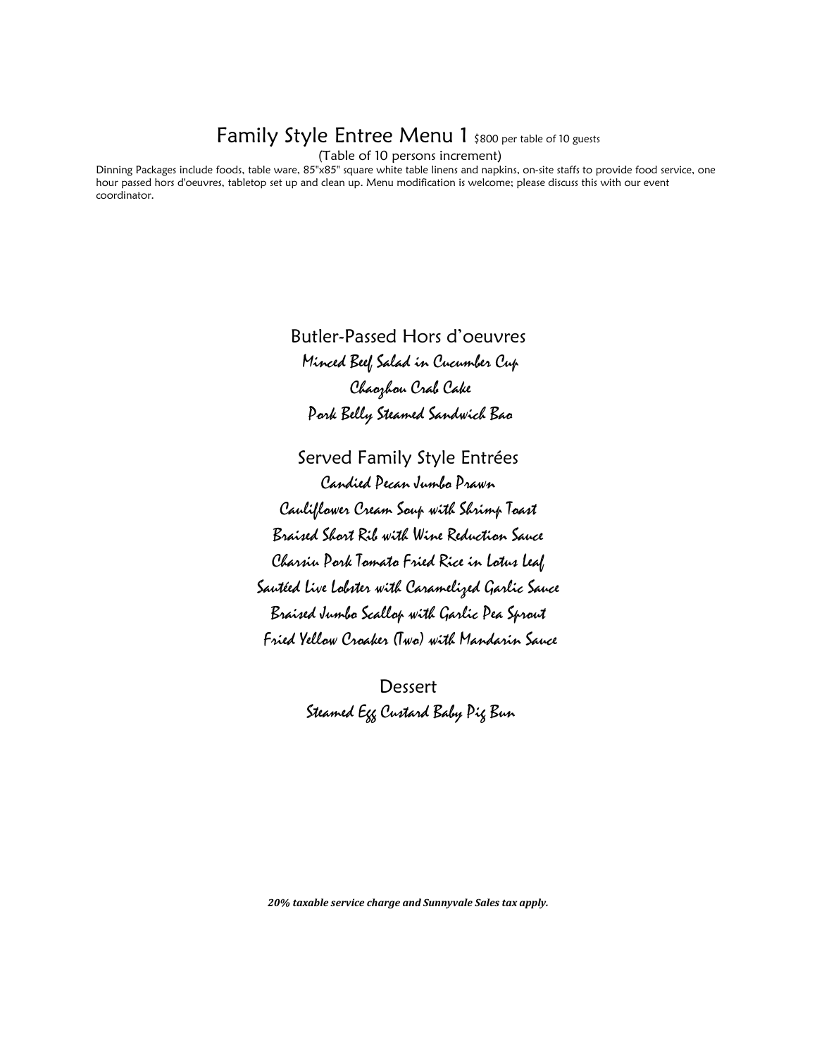# Family Style Entree Menu 1 $800 per table of 10 guests

(Table of 10 persons increment)

Dinning Packages include foods, table ware, 85"x85" square white table linens and napkins, on-site staffs to provide food service, one hour passed hors d'oeuvres, tabletop set up and clean up. Menu modification is welcome; please discuss this with our event coordinator.

## Butler-Passed Hors d'oeuvres

*Minced Beef Salad in Cucumber Cup*

*Chaozhou Crab Cake*

*Pork Belly Steamed Sandwich Bao*

## Served Family Style Entrées

*Candied Pecan Jumbo Prawn*

*Cauliflower Cream Soup with Shrimp Toast*

*Braised Short Rib with Wine Reduction Sauce*

*Charsiu Pork Tomato Fried Rice in Lotus Leaf*

*Sautéed Live Lobster with Caramelized Garlic Sauce*

*Braised Jumbo Scallop with Garlic Pea Sprout*

*Fried Yellow Croaker (Two) with Mandarin Sauce*

## Dessert

*Steamed Egg Custard Baby Pig Bun*

***20% taxable service charge and Sunnyvale Sales tax apply.***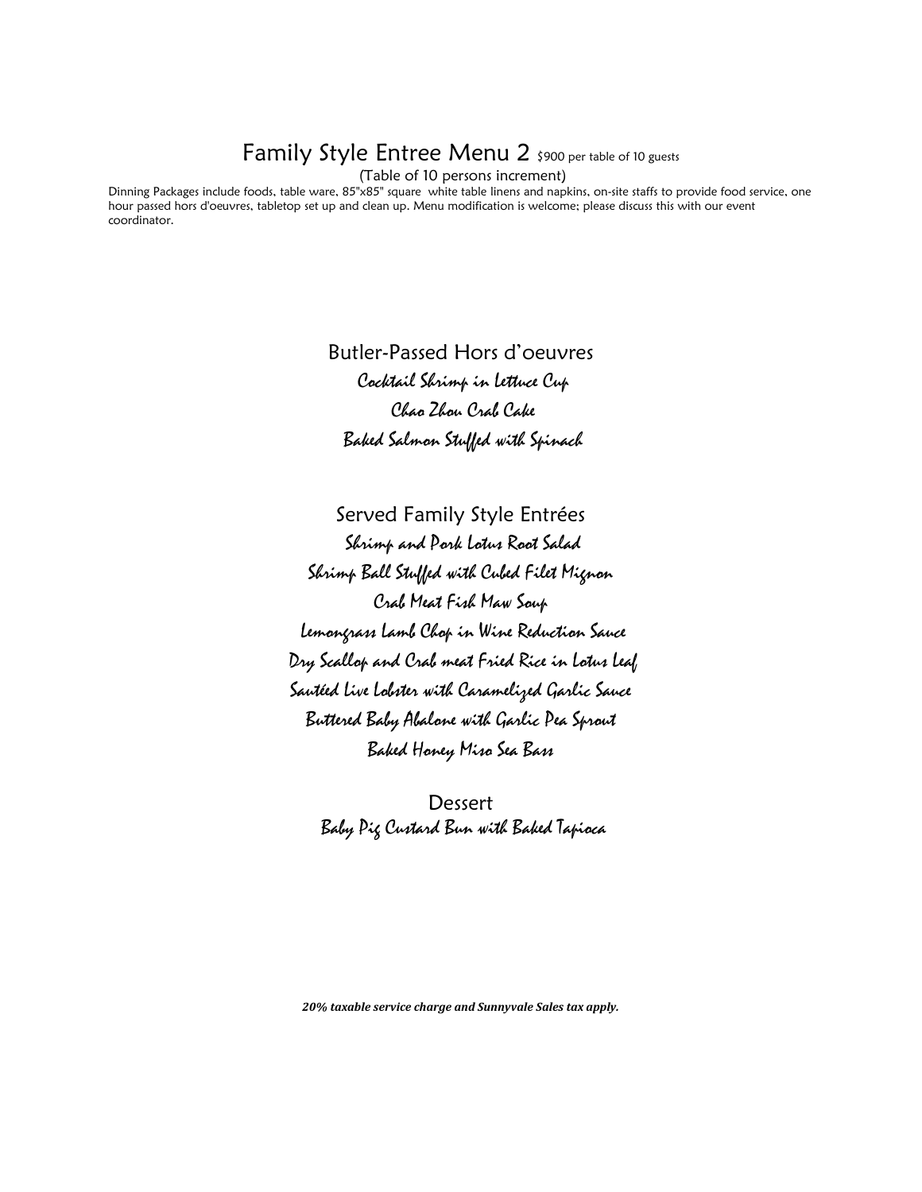# Family Style Entree Menu 2 $900 per table of 10 guests

(Table of 10 persons increment)

Dinning Packages include foods, table ware, 85"x85" square white table linens and napkins, on-site staffs to provide food service, one hour passed hors d'oeuvres, tabletop set up and clean up. Menu modification is welcome; please discuss this with our event coordinator.

## Butler-Passed Hors d'oeuvres

*Cocktail Shrimp in Lettuce Cup*

*Chao Zhou Crab Cake*

*Baked Salmon Stuffed with Spinach*

## Served Family Style Entrées

*Shrimp and Pork Lotus Root Salad*

*Shrimp Ball Stuffed with Cubed Filet Mignon*

*Crab Meat Fish Maw Soup*

*Lemongrass Lamb Chop in Wine Reduction Sauce*

*Dry Scallop and Crab meat Fried Rice in Lotus Leaf*

*Sautéed Live Lobster with Caramelized Garlic Sauce*

*Buttered Baby Abalone with Garlic Pea Sprout*

*Baked Honey Miso Sea Bass*

## Dessert

*Baby Pig Custard Bun with Baked Tapioca*

***20% taxable service charge and Sunnyvale Sales tax apply.***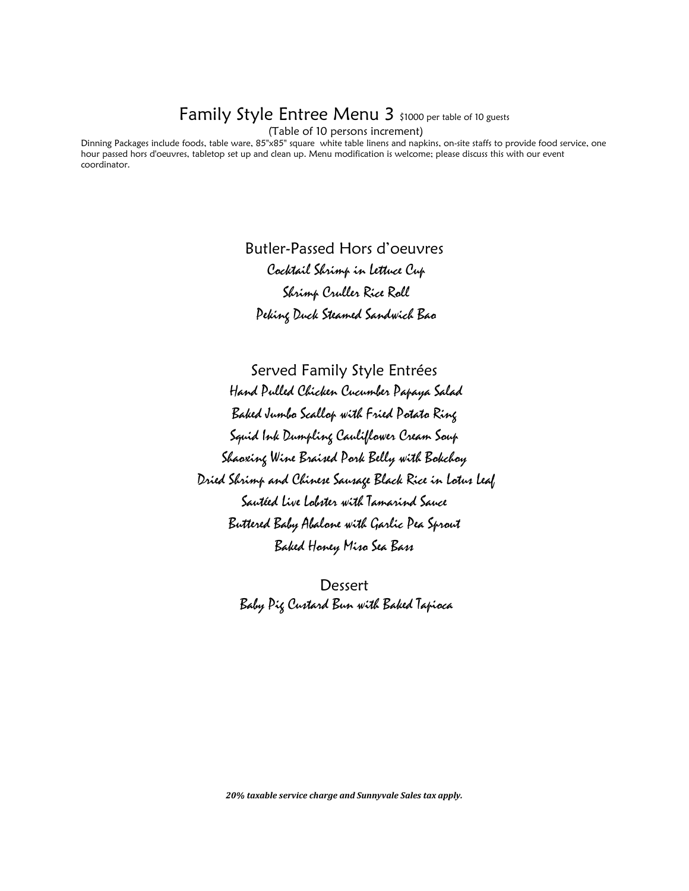# Family Style Entree Menu 3 $1000 per table of 10 guests

(Table of 10 persons increment)

Dinning Packages include foods, table ware, 85"x85" square white table linens and napkins, on-site staffs to provide food service, one hour passed hors d'oeuvres, tabletop set up and clean up. Menu modification is welcome; please discuss this with our event coordinator.

## Butler-Passed Hors d'oeuvres

*Cocktail Shrimp in Lettuce Cup*

*Shrimp Cruller Rice Roll*

*Peking Duck Steamed Sandwich Bao*

## Served Family Style Entrées

*Hand Pulled Chicken Cucumber Papaya Salad*

*Baked Jumbo Scallop with Fried Potato Ring*

*Squid Ink Dumpling Cauliflower Cream Soup*

*Shaoxing Wine Braised Pork Belly with Bokchoy*

*Dried Shrimp and Chinese Sausage Black Rice in Lotus Leaf*

*Sautéed Live Lobster with Tamarind Sauce*

*Buttered Baby Abalone with Garlic Pea Sprout*

*Baked Honey Miso Sea Bass*

## Dessert

*Baby Pig Custard Bun with Baked Tapioca*

***20% taxable service charge and Sunnyvale Sales tax apply.***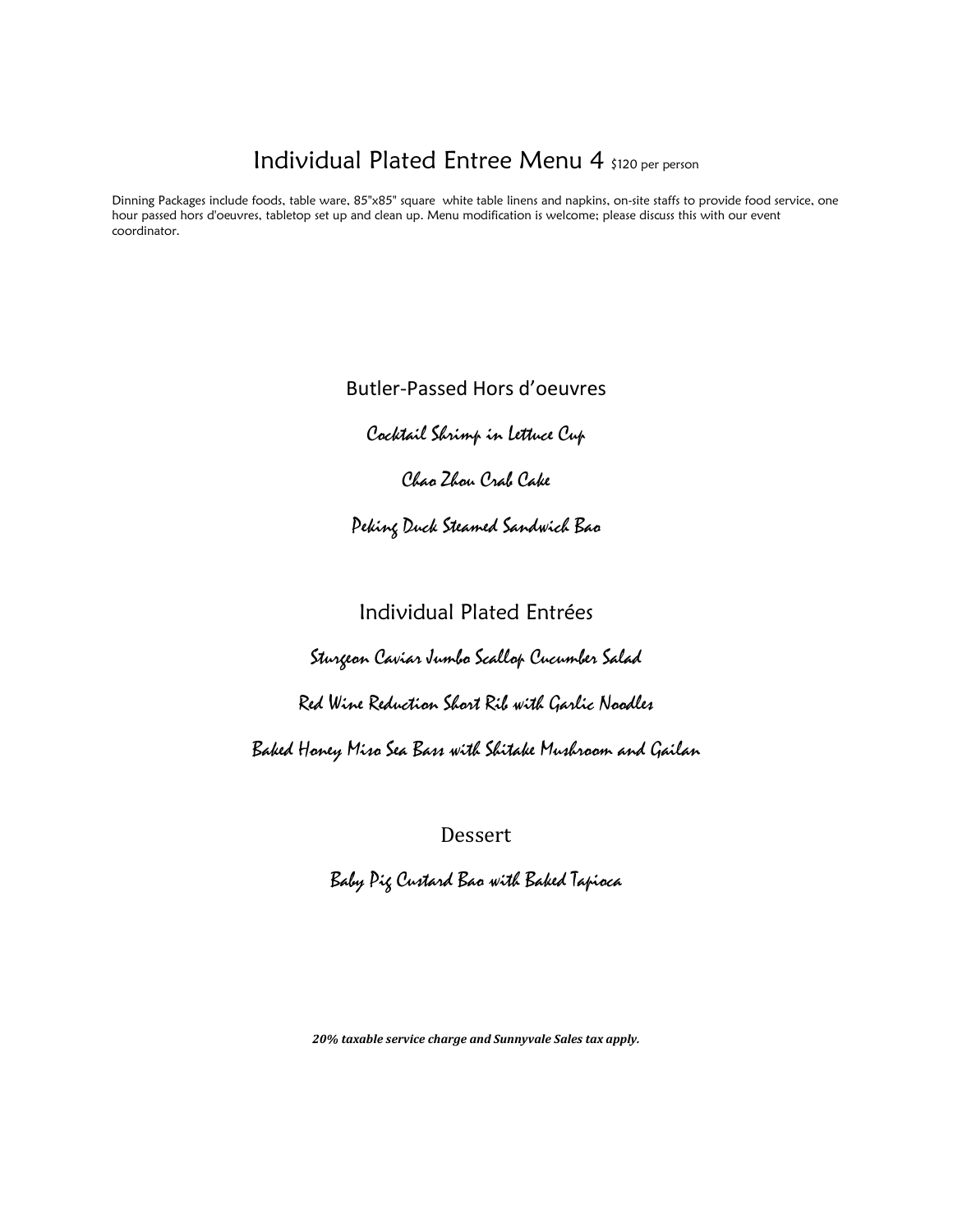# Individual Plated Entree Menu 4 $120 per person

Dinning Packages include foods, table ware, 85"x85" square white table linens and napkins, on-site staffs to provide food service, one hour passed hors d'oeuvres, tabletop set up and clean up. Menu modification is welcome; please discuss this with our event coordinator.

## Butler-Passed Hors d'oeuvres

*Cocktail Shrimp in Lettuce Cup*

*Chao Zhou Crab Cake*

*Peking Duck Steamed Sandwich Bao*

## Individual Plated Entrées

*Sturgeon Caviar Jumbo Scallop Cucumber Salad*

*Red Wine Reduction Short Rib with Garlic Noodles*

*Baked Honey Miso Sea Bass with Shitake Mushroom and Gailan*

## Dessert

*Baby Pig Custard Bao with Baked Tapioca*

***20% taxable service charge and Sunnyvale Sales tax apply.***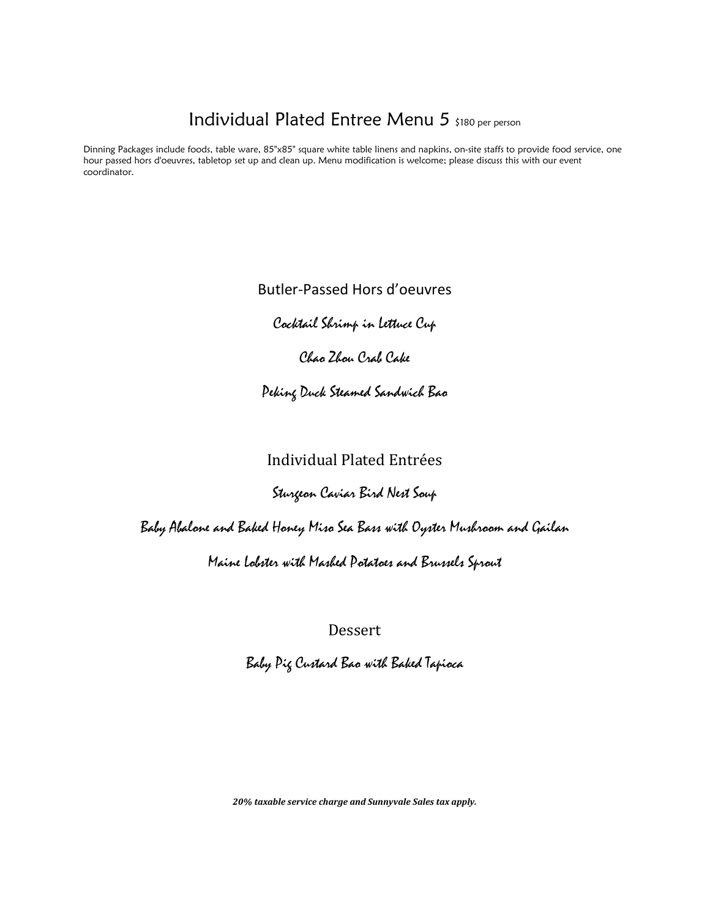# Individual Plated Entree Menu 5 $180 per person

Dinning Packages include foods, table ware, 85"x85" square white table linens and napkins, on-site staffs to provide food service, one hour passed hors d'oeuvres, tabletop set up and clean up. Menu modification is welcome; please discuss this with our event coordinator.

## Butler-Passed Hors d'oeuvres

*Cocktail Shrimp in Lettuce Cup*

*Chao Zhou Crab Cake*

*Peking Duck Steamed Sandwich Bao*

## Individual Plated Entrées

*Sturgeon Caviar Bird Nest Soup*

*Baby Abalone and Baked Honey Miso Sea Bass with Oyster Mushroom and Gailan*

*Maine Lobster with Mashed Potatoes and Brussels Sprout*

## Dessert

*Baby Pig Custard Bao with Baked Tapioca*

***20% taxable service charge and Sunnyvale Sales tax apply.***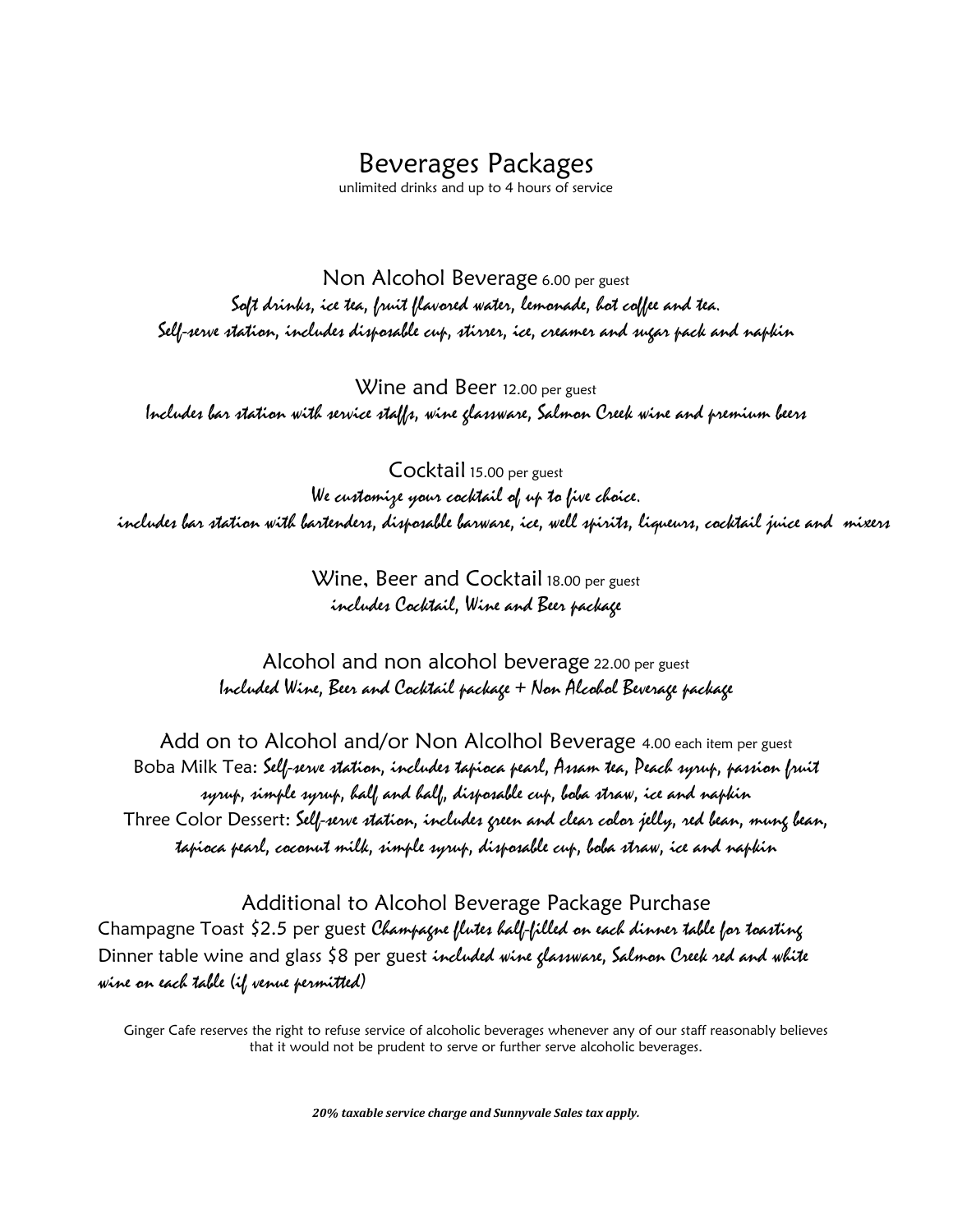# Beverages Packages

unlimited drinks and up to 4 hours of service

## Non Alcohol Beverage 6.00 per guest

*Soft drinks, ice tea, fruit flavored water, lemonade, hot coffee and tea.*
*Self-serve station, includes disposable cup, stirrer, ice, creamer and sugar pack and napkin*

## Wine and Beer 12.00 per guest

*Includes bar station with service staffs, wine glassware, Salmon Creek wine and premium beers*

## Cocktail 15.00 per guest

*We customize your cocktail of up to five choice.*
*includes bar station with bartenders, disposable barware, ice, well spirits, liqueurs, cocktail juice and mixers*

## Wine, Beer and Cocktail 18.00 per guest

*includes Cocktail, Wine and Beer package*

## Alcohol and non alcohol beverage 22.00 per guest

*Included Wine, Beer and Cocktail package + Non Alcohol Beverage package*

## Add on to Alcohol and/or Non Alcolhol Beverage 4.00 each item per guest

Boba Milk Tea: *Self-serve station, includes tapioca pearl, Assam tea, Peach syrup, passion fruit syrup, simple syrup, half and half, disposable cup, boba straw, ice and napkin*

Three Color Dessert: *Self-serve station, includes green and clear color jelly, red bean, mung bean, tapioca pearl, coconut milk, simple syrup, disposable cup, boba straw, ice and napkin*

## Additional to Alcohol Beverage Package Purchase

Champagne Toast $2.5 per guest *Champagne flutes half-filled on each dinner table for toasting*

Dinner table wine and glass $8 per guest *included wine glassware, Salmon Creek red and white wine on each table (if venue permitted)*

Ginger Cafe reserves the right to refuse service of alcoholic beverages whenever any of our staff reasonably believes that it would not be prudent to serve or further serve alcoholic beverages.

***20% taxable service charge and Sunnyvale Sales tax apply.***